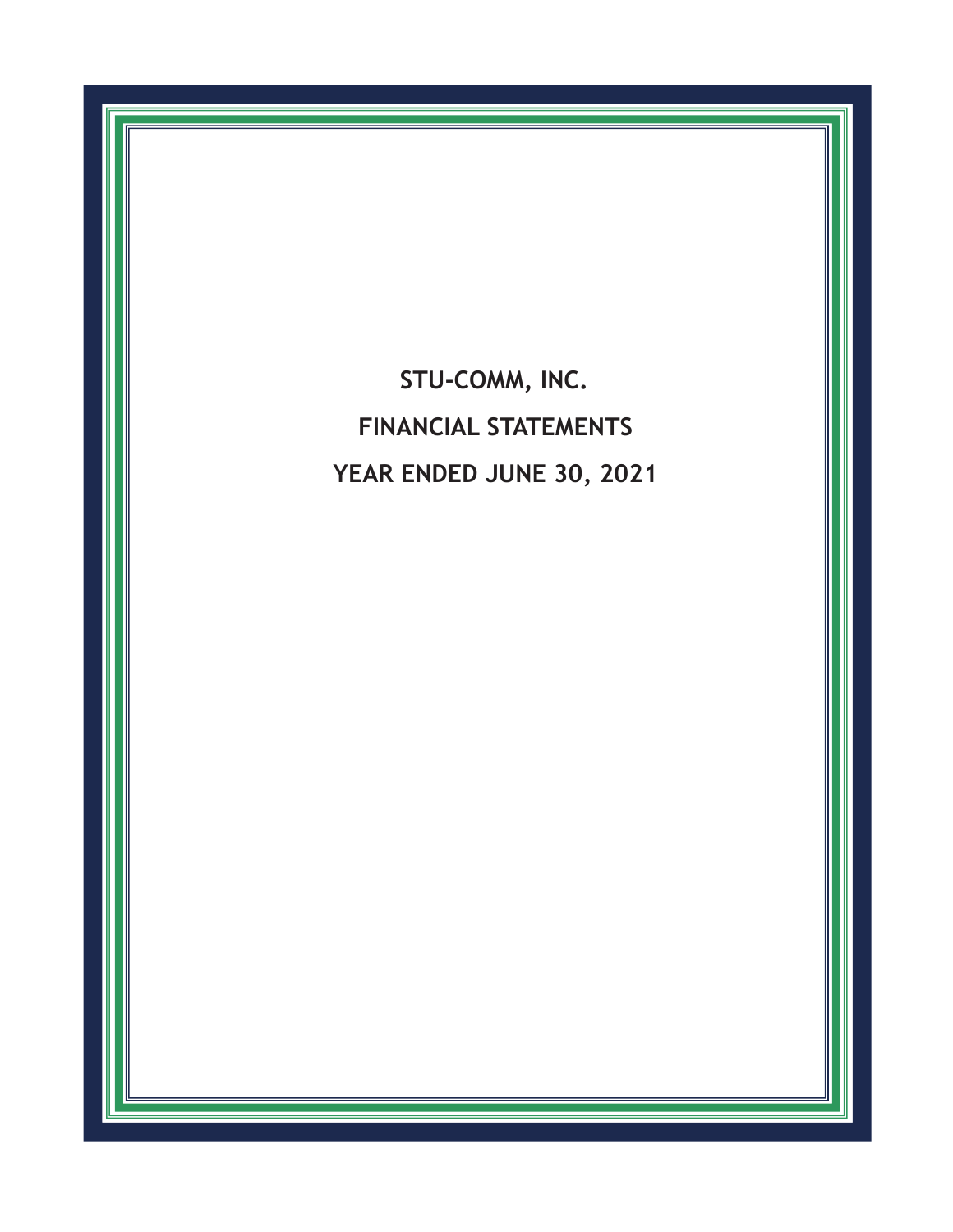# STU-COMM, INC.

## FINANCIAL STATEMENTS

## YEAR ENDED JUNE 30, 2021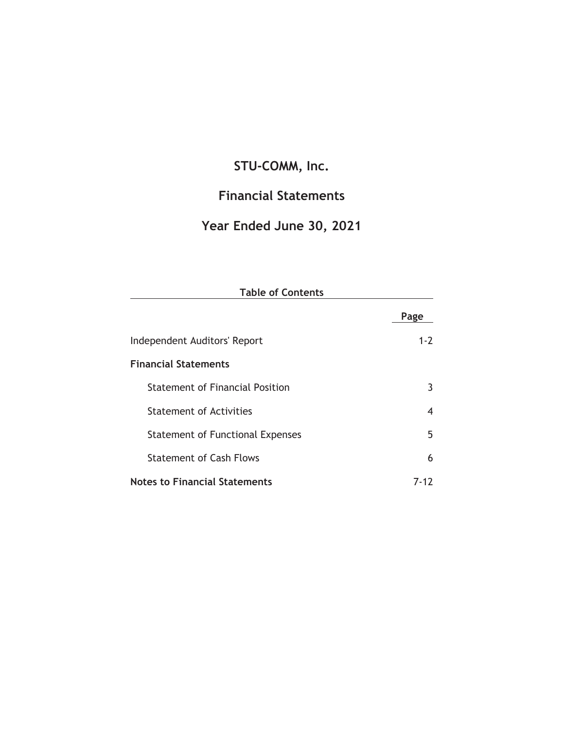# STU-COMM, Inc.

## Financial Statements

## Year Ended June 30, 2021

**Table of Contents**

| | Page |
|---|---|
| Independent Auditors' Report | 1-2 |
| **Financial Statements** | |
| Statement of Financial Position | 3 |
| Statement of Activities | 4 |
| Statement of Functional Expenses | 5 |
| Statement of Cash Flows | 6 |
| **Notes to Financial Statements** | 7-12 |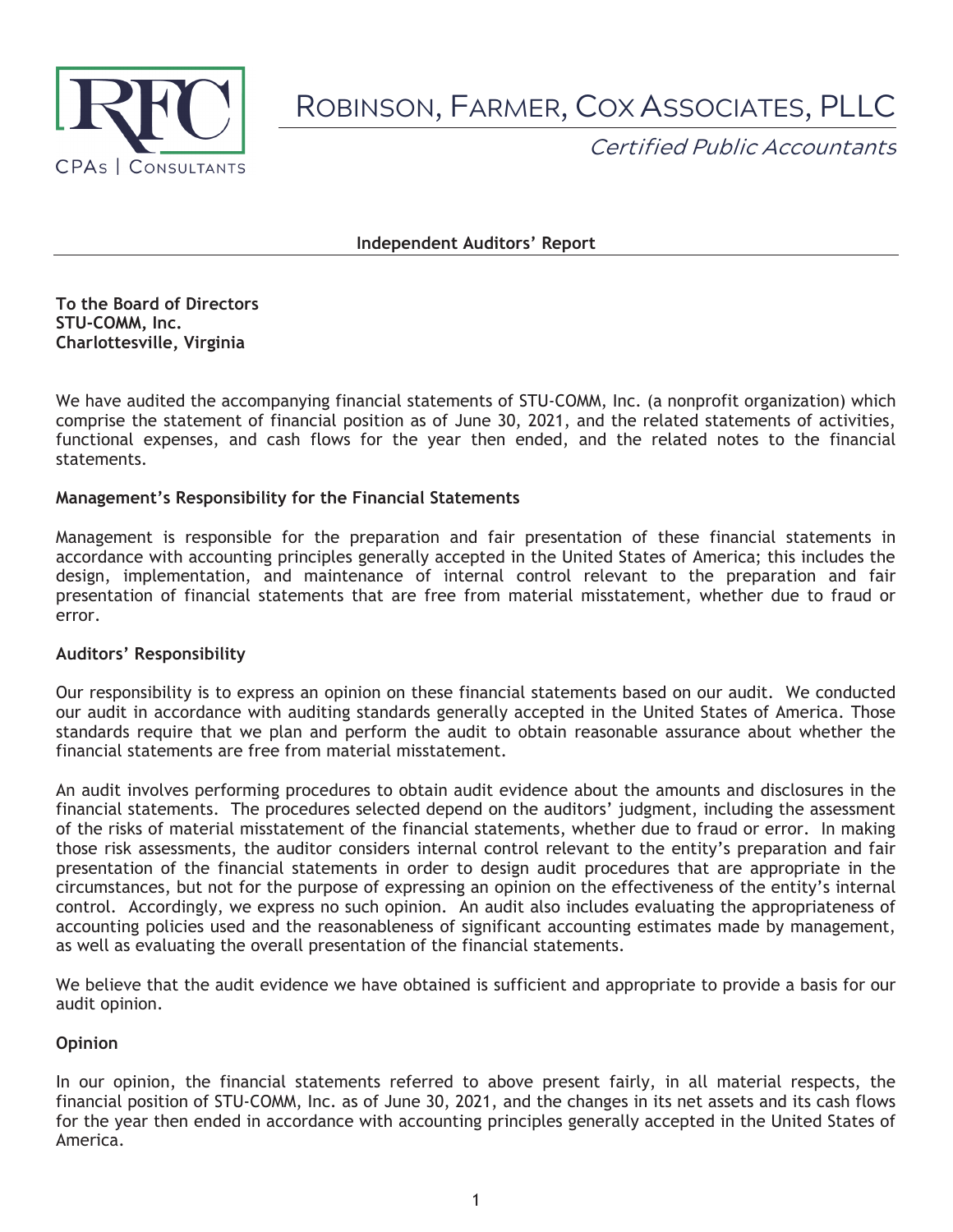ROBINSON, FARMER, COX ASSOCIATES, PLLC

*Certified Public Accountants*

## Independent Auditors' Report

**To the Board of Directors**
**STU-COMM, Inc.**
**Charlottesville, Virginia**

We have audited the accompanying financial statements of STU-COMM, Inc. (a nonprofit organization) which comprise the statement of financial position as of June 30, 2021, and the related statements of activities, functional expenses, and cash flows for the year then ended, and the related notes to the financial statements.

### Management's Responsibility for the Financial Statements

Management is responsible for the preparation and fair presentation of these financial statements in accordance with accounting principles generally accepted in the United States of America; this includes the design, implementation, and maintenance of internal control relevant to the preparation and fair presentation of financial statements that are free from material misstatement, whether due to fraud or error.

### Auditors' Responsibility

Our responsibility is to express an opinion on these financial statements based on our audit. We conducted our audit in accordance with auditing standards generally accepted in the United States of America. Those standards require that we plan and perform the audit to obtain reasonable assurance about whether the financial statements are free from material misstatement.

An audit involves performing procedures to obtain audit evidence about the amounts and disclosures in the financial statements. The procedures selected depend on the auditors' judgment, including the assessment of the risks of material misstatement of the financial statements, whether due to fraud or error. In making those risk assessments, the auditor considers internal control relevant to the entity's preparation and fair presentation of the financial statements in order to design audit procedures that are appropriate in the circumstances, but not for the purpose of expressing an opinion on the effectiveness of the entity's internal control. Accordingly, we express no such opinion. An audit also includes evaluating the appropriateness of accounting policies used and the reasonableness of significant accounting estimates made by management, as well as evaluating the overall presentation of the financial statements.

We believe that the audit evidence we have obtained is sufficient and appropriate to provide a basis for our audit opinion.

### Opinion

In our opinion, the financial statements referred to above present fairly, in all material respects, the financial position of STU-COMM, Inc. as of June 30, 2021, and the changes in its net assets and its cash flows for the year then ended in accordance with accounting principles generally accepted in the United States of America.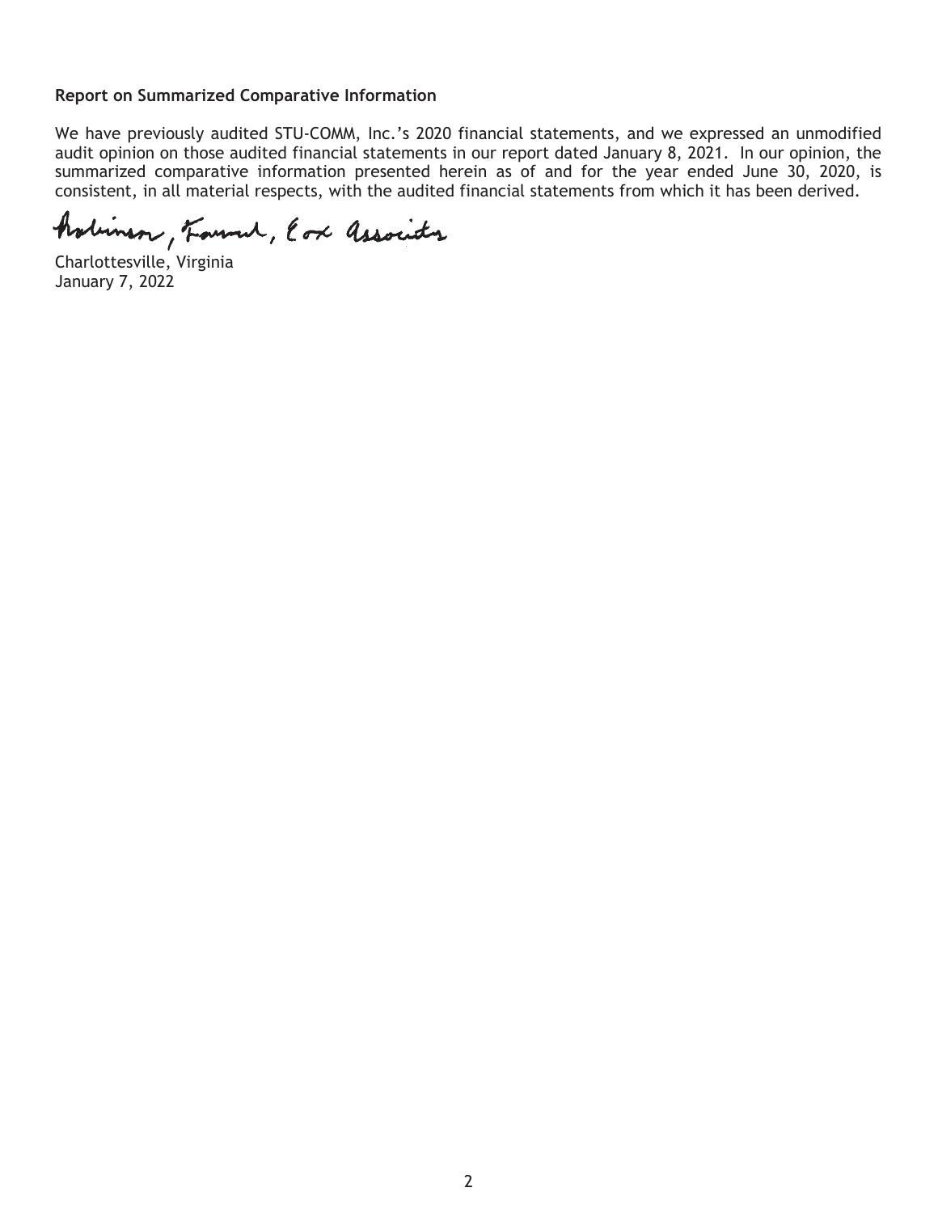**Report on Summarized Comparative Information**

We have previously audited STU-COMM, Inc.'s 2020 financial statements, and we expressed an unmodified audit opinion on those audited financial statements in our report dated January 8, 2021. In our opinion, the summarized comparative information presented herein as of and for the year ended June 30, 2020, is consistent, in all material respects, with the audited financial statements from which it has been derived.

Robinson, Farmer, Cox Associates

Charlottesville, Virginia
January 7, 2022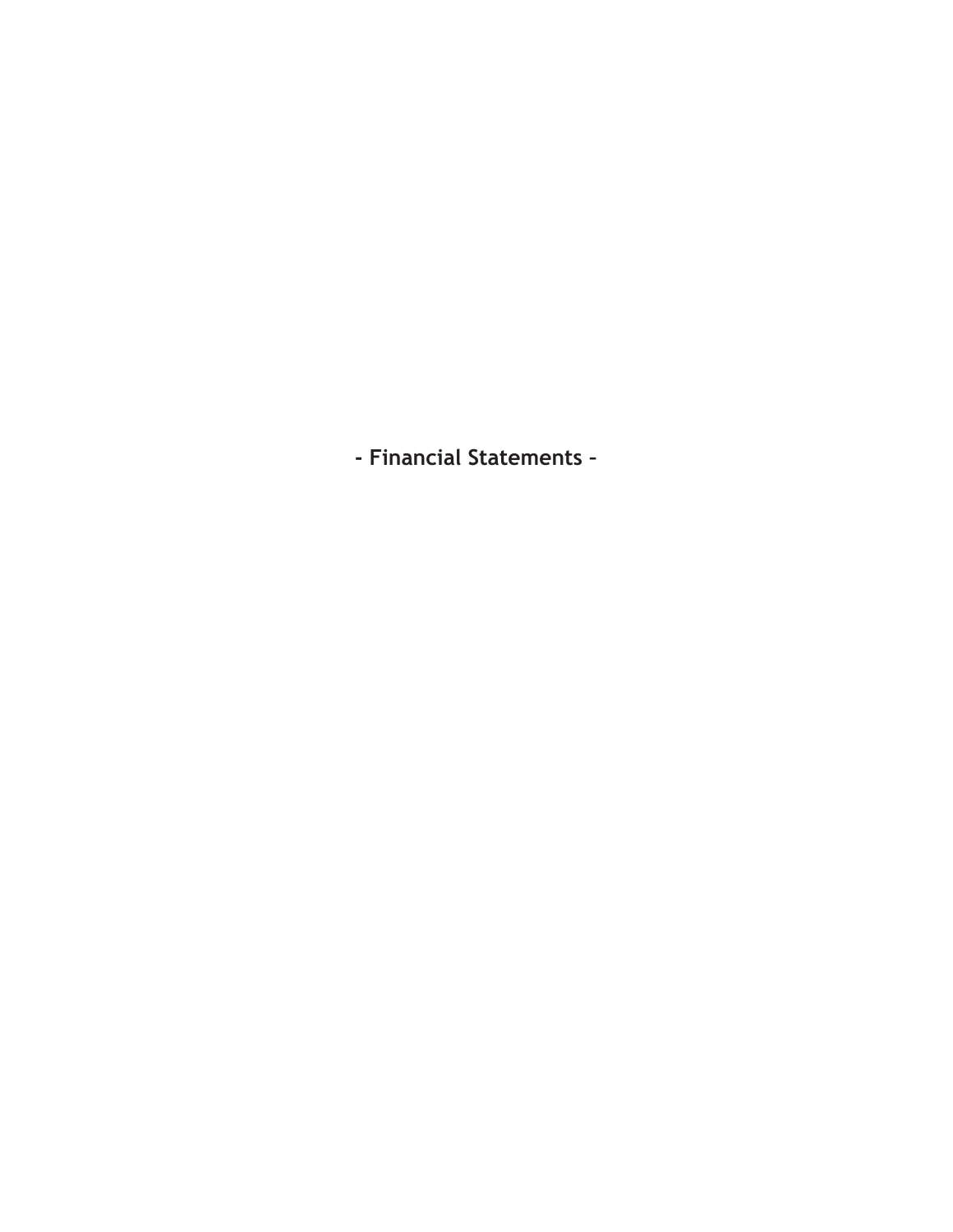- Financial Statements -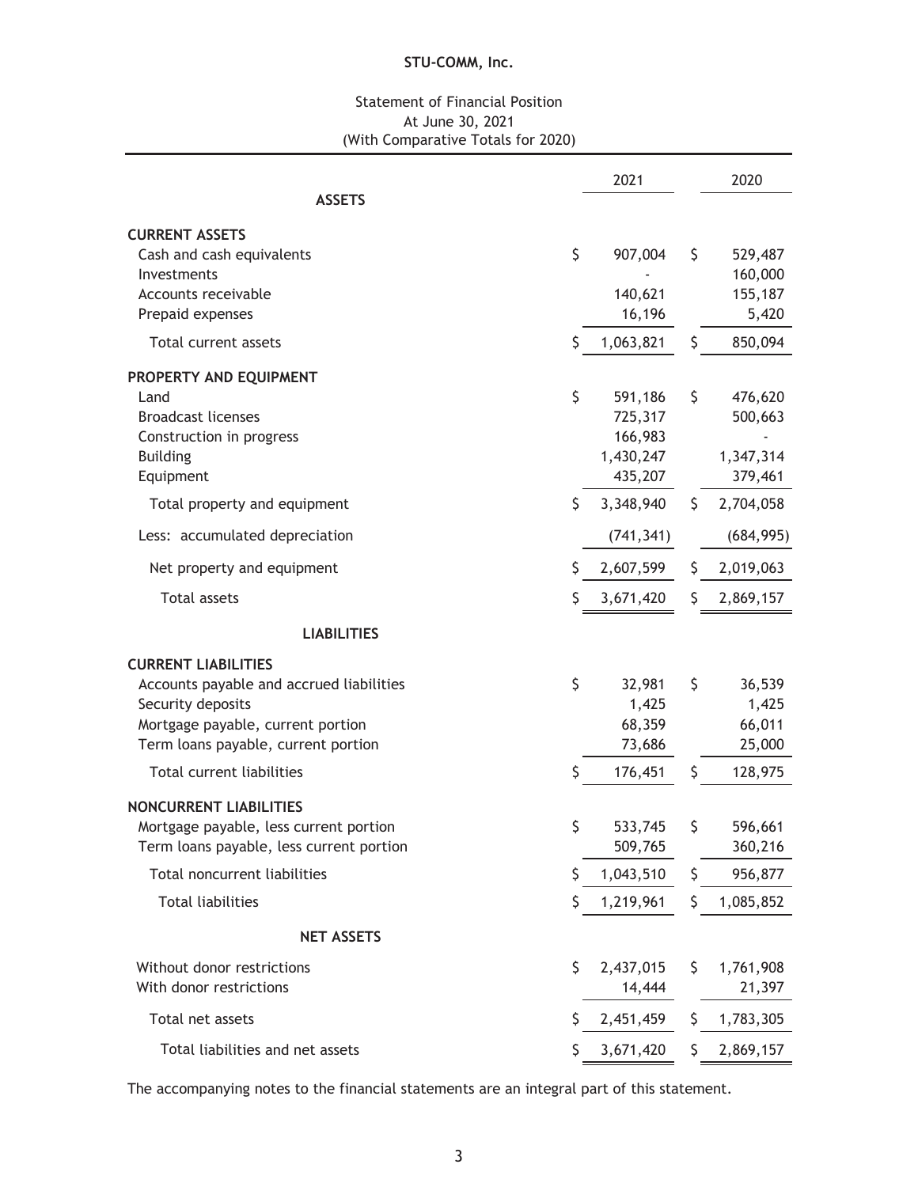# STU-COMM, Inc.

## Statement of Financial Position
At June 30, 2021
(With Comparative Totals for 2020)

| | 2021 | 2020 |
|---|---|---|
| **ASSETS** | | |
| **CURRENT ASSETS** | | |
| Cash and cash equivalents | $ 907,004 | $ 529,487 |
| Investments | - | 160,000 |
| Accounts receivable | 140,621 | 155,187 |
| Prepaid expenses | 16,196 | 5,420 |
| Total current assets | $ 1,063,821 | $ 850,094 |
| **PROPERTY AND EQUIPMENT** | | |
| Land | $ 591,186 | $ 476,620 |
| Broadcast licenses | 725,317 | 500,663 |
| Construction in progress | 166,983 | - |
| Building | 1,430,247 | 1,347,314 |
| Equipment | 435,207 | 379,461 |
| Total property and equipment | $ 3,348,940 | $ 2,704,058 |
| Less: accumulated depreciation | (741,341) | (684,995) |
| Net property and equipment | $ 2,607,599 | $ 2,019,063 |
| Total assets | $ 3,671,420 | $ 2,869,157 |
| **LIABILITIES** | | |
| **CURRENT LIABILITIES** | | |
| Accounts payable and accrued liabilities | $ 32,981 | $ 36,539 |
| Security deposits | 1,425 | 1,425 |
| Mortgage payable, current portion | 68,359 | 66,011 |
| Term loans payable, current portion | 73,686 | 25,000 |
| Total current liabilities | $ 176,451 | $ 128,975 |
| **NONCURRENT LIABILITIES** | | |
| Mortgage payable, less current portion | $ 533,745 | $ 596,661 |
| Term loans payable, less current portion | 509,765 | 360,216 |
| Total noncurrent liabilities | $ 1,043,510 | $ 956,877 |
| Total liabilities | $ 1,219,961 | $ 1,085,852 |
| **NET ASSETS** | | |
| Without donor restrictions | $ 2,437,015 | $ 1,761,908 |
| With donor restrictions | 14,444 | 21,397 |
| Total net assets | $ 2,451,459 | $ 1,783,305 |
| Total liabilities and net assets | $ 3,671,420 | $ 2,869,157 |

The accompanying notes to the financial statements are an integral part of this statement.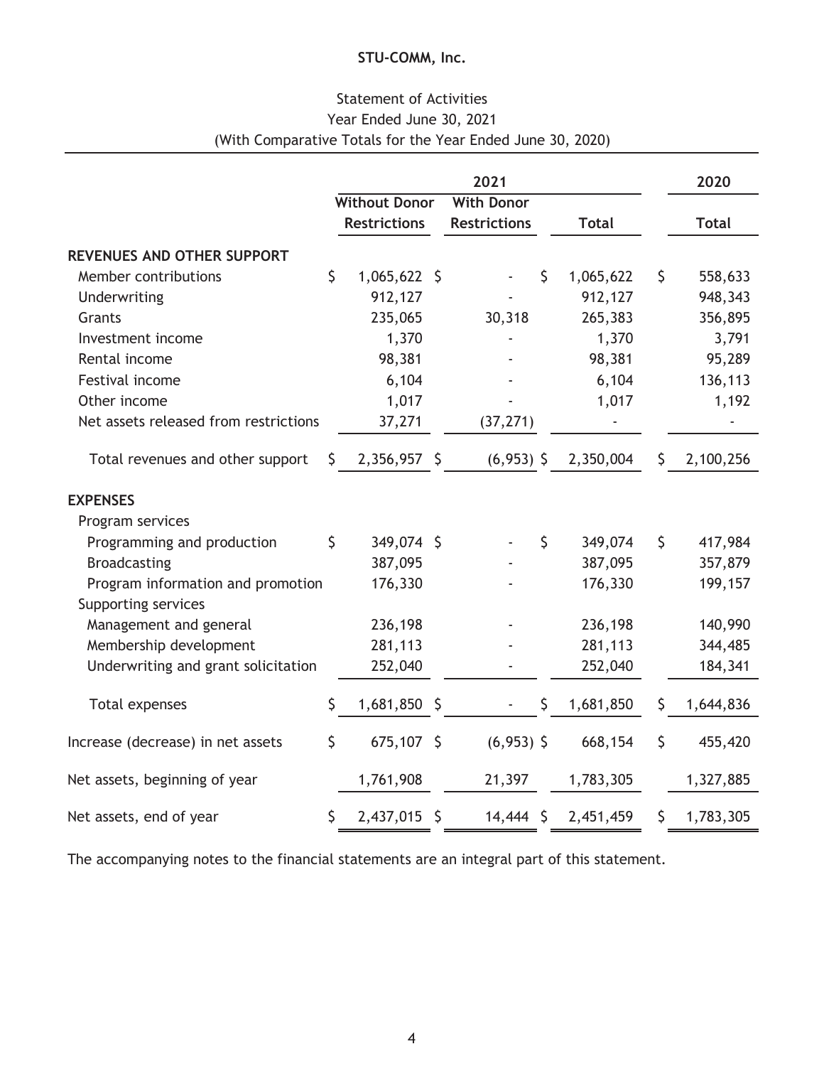**STU-COMM, Inc.**

Statement of Activities
Year Ended June 30, 2021
(With Comparative Totals for the Year Ended June 30, 2020)

| | 2021 | | | 2020 |
|---|---|---|---|---|
| | Without Donor Restrictions | With Donor Restrictions | Total | Total |
| **REVENUES AND OTHER SUPPORT** | | | | |
| Member contributions | $ 1,065,622 | $ - | $ 1,065,622 | $ 558,633 |
| Underwriting | 912,127 | - | 912,127 | 948,343 |
| Grants | 235,065 | 30,318 | 265,383 | 356,895 |
| Investment income | 1,370 | - | 1,370 | 3,791 |
| Rental income | 98,381 | - | 98,381 | 95,289 |
| Festival income | 6,104 | - | 6,104 | 136,113 |
| Other income | 1,017 | - | 1,017 | 1,192 |
| Net assets released from restrictions | 37,271 | (37,271) | - | - |
| Total revenues and other support | $ 2,356,957 | $ (6,953) | $ 2,350,004 | $ 2,100,256 |
| **EXPENSES** | | | | |
| Program services | | | | |
| Programming and production | $ 349,074 | $ - | $ 349,074 | $ 417,984 |
| Broadcasting | 387,095 | - | 387,095 | 357,879 |
| Program information and promotion | 176,330 | - | 176,330 | 199,157 |
| Supporting services | | | | |
| Management and general | 236,198 | - | 236,198 | 140,990 |
| Membership development | 281,113 | - | 281,113 | 344,485 |
| Underwriting and grant solicitation | 252,040 | - | 252,040 | 184,341 |
| Total expenses | $ 1,681,850 | $ - | $ 1,681,850 | $ 1,644,836 |
| Increase (decrease) in net assets | $ 675,107 | $ (6,953) | $ 668,154 | $ 455,420 |
| Net assets, beginning of year | 1,761,908 | 21,397 | 1,783,305 | 1,327,885 |
| Net assets, end of year | $ 2,437,015 | $ 14,444 | $ 2,451,459 | $ 1,783,305 |

The accompanying notes to the financial statements are an integral part of this statement.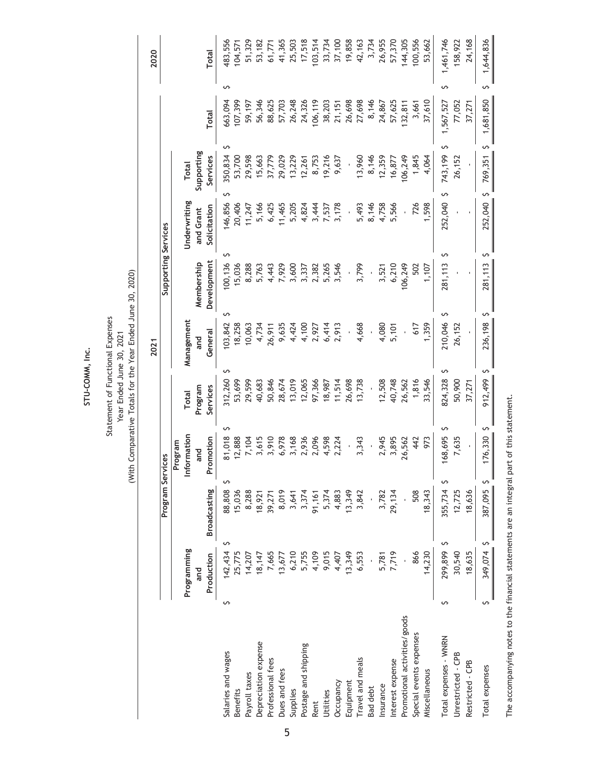# STU-COMM, Inc.

Statement of Functional Expenses
Year Ended June 30, 2021
(With Comparative Totals for the Year Ended June 30, 2020)

| | 2021 | | | | | | | | | 2020 |
|---|---|---|---|---|---|---|---|---|---|---|
| | Program Services | | | | Supporting Services | | | | | |
| | Programming and Production | Broadcasting | Program Information and Promotion | Total Program Services | Management and General | Membership Development | Underwriting and Grant Solicitation | Total Supporting Services | Total | Total |
| Salaries and wages | $ 142,434 | $ 88,808 | $ 81,018 | $ 312,260 | $ 103,842 | $ 100,136 | $ 146,856 | $ 350,834 | $ 663,094 | $ 483,556 |
| Benefits | 25,775 | 15,036 | 12,888 | 53,699 | 18,258 | 15,036 | 20,406 | 53,700 | 107,399 | 104,571 |
| Payroll taxes | 14,207 | 8,288 | 7,104 | 29,599 | 10,063 | 8,288 | 11,247 | 29,598 | 59,197 | 51,329 |
| Depreciation expense | 18,147 | 18,921 | 3,615 | 40,683 | 4,734 | 5,763 | 5,166 | 15,663 | 56,346 | 53,182 |
| Professional fees | 7,665 | 39,271 | 3,910 | 50,846 | 26,911 | 4,443 | 6,425 | 37,779 | 88,625 | 61,771 |
| Dues and fees | 13,677 | 8,019 | 6,978 | 28,674 | 9,635 | 7,929 | 11,465 | 29,029 | 57,703 | 41,365 |
| Supplies | 6,210 | 3,641 | 3,168 | 13,019 | 4,424 | 3,600 | 5,205 | 13,229 | 26,248 | 25,503 |
| Postage and shipping | 5,755 | 3,374 | 2,936 | 12,065 | 4,100 | 3,337 | 4,824 | 12,261 | 24,326 | 17,518 |
| Rent | 4,109 | 91,161 | 2,096 | 97,366 | 2,927 | 2,382 | 3,444 | 8,753 | 106,119 | 103,514 |
| Utilities | 9,015 | 5,374 | 4,598 | 18,987 | 6,414 | 5,265 | 7,537 | 19,216 | 38,203 | 33,734 |
| Occupancy | 4,407 | 4,883 | 2,224 | 11,514 | 2,913 | 3,546 | 3,178 | 9,637 | 21,151 | 37,100 |
| Equipment | 13,349 | 13,349 | - | 26,698 | - | - | - | - | 26,698 | 19,858 |
| Travel and meals | 6,553 | 3,842 | 3,343 | 13,738 | 4,668 | 3,799 | 5,493 | 13,960 | 27,698 | 42,163 |
| Bad debt | - | - | - | - | - | - | 8,146 | 8,146 | 8,146 | 3,734 |
| Insurance | 5,781 | 3,782 | 2,945 | 12,508 | 4,080 | 3,521 | 4,758 | 12,359 | 24,867 | 26,955 |
| Interest expense | 7,719 | 29,134 | 3,895 | 40,748 | 5,101 | 6,210 | 5,566 | 16,877 | 57,625 | 57,370 |
| Promotional activities/goods | - | - | 26,562 | 26,562 | - | 106,249 | - | 106,249 | 132,811 | 144,305 |
| Special events expenses | 866 | 508 | 442 | 1,816 | 617 | 502 | 726 | 1,845 | 3,661 | 100,556 |
| Miscellaneous | 14,230 | 18,343 | 973 | 33,546 | 1,359 | 1,107 | 1,598 | 4,064 | 37,610 | 53,662 |
| Total expenses - WNRN | $ 299,899 | $ 355,734 | $ 168,695 | $ 824,328 | $ 210,046 | $ 281,113 | $ 252,040 | $ 743,199 | $ 1,567,527 | $ 1,461,746 |
| Unrestricted - CPB | 30,540 | 12,725 | 7,635 | 50,900 | 26,152 | - | - | 26,152 | 77,052 | 158,922 |
| Restricted - CPB | 18,635 | 18,636 | - | 37,271 | - | - | - | - | 37,271 | 24,168 |
| Total expenses | $ 349,074 | $ 387,095 | $ 176,330 | $ 912,499 | $ 236,198 | $ 281,113 | $ 252,040 | $ 769,351 | $ 1,681,850 | $ 1,644,836 |

The accompanying notes to the financial statements are an integral part of this statement.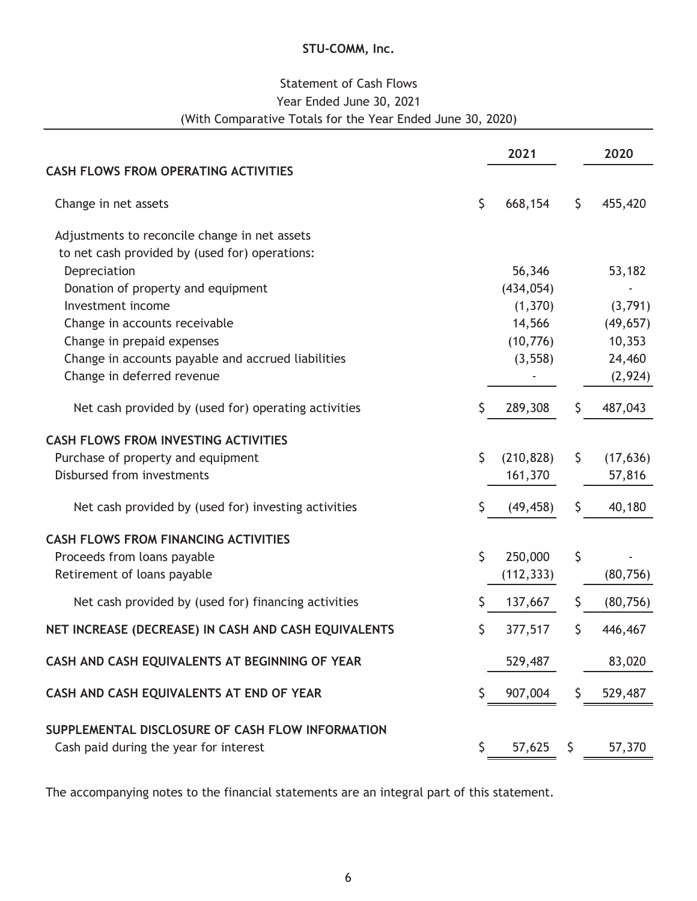**STU-COMM, Inc.**

Statement of Cash Flows
Year Ended June 30, 2021
(With Comparative Totals for the Year Ended June 30, 2020)

| | 2021 | 2020 |
|---|---|---|
| **CASH FLOWS FROM OPERATING ACTIVITIES** | | |
| Change in net assets | $ 668,154 | $ 455,420 |
| Adjustments to reconcile change in net assets to net cash provided by (used for) operations: | | |
| Depreciation | 56,346 | 53,182 |
| Donation of property and equipment | (434,054) | - |
| Investment income | (1,370) | (3,791) |
| Change in accounts receivable | 14,566 | (49,657) |
| Change in prepaid expenses | (10,776) | 10,353 |
| Change in accounts payable and accrued liabilities | (3,558) | 24,460 |
| Change in deferred revenue | - | (2,924) |
| Net cash provided by (used for) operating activities | $ 289,308 | $ 487,043 |
| **CASH FLOWS FROM INVESTING ACTIVITIES** | | |
| Purchase of property and equipment | $ (210,828) | $ (17,636) |
| Disbursed from investments | 161,370 | 57,816 |
| Net cash provided by (used for) investing activities | $ (49,458) | $ 40,180 |
| **CASH FLOWS FROM FINANCING ACTIVITIES** | | |
| Proceeds from loans payable | $ 250,000 | $ - |
| Retirement of loans payable | (112,333) | (80,756) |
| Net cash provided by (used for) financing activities | $ 137,667 | $ (80,756) |
| **NET INCREASE (DECREASE) IN CASH AND CASH EQUIVALENTS** | $ 377,517 | $ 446,467 |
| **CASH AND CASH EQUIVALENTS AT BEGINNING OF YEAR** | 529,487 | 83,020 |
| **CASH AND CASH EQUIVALENTS AT END OF YEAR** | $ 907,004 | $ 529,487 |
| **SUPPLEMENTAL DISCLOSURE OF CASH FLOW INFORMATION** | | |
| Cash paid during the year for interest | $ 57,625 | $ 57,370 |

The accompanying notes to the financial statements are an integral part of this statement.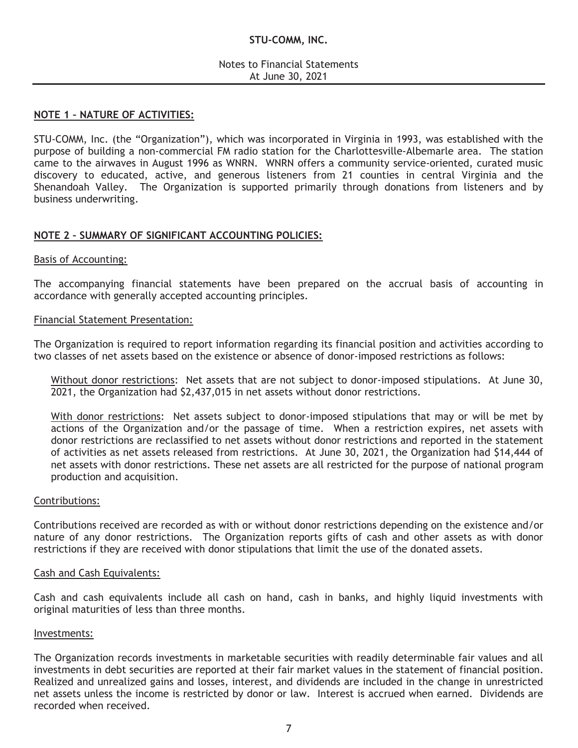# STU-COMM, INC.

Notes to Financial Statements
At June 30, 2021

## NOTE 1 – NATURE OF ACTIVITIES:

STU-COMM, Inc. (the "Organization"), which was incorporated in Virginia in 1993, was established with the purpose of building a non-commercial FM radio station for the Charlottesville-Albemarle area. The station came to the airwaves in August 1996 as WNRN. WNRN offers a community service-oriented, curated music discovery to educated, active, and generous listeners from 21 counties in central Virginia and the Shenandoah Valley. The Organization is supported primarily through donations from listeners and by business underwriting.

## NOTE 2 – SUMMARY OF SIGNIFICANT ACCOUNTING POLICIES:

### Basis of Accounting:

The accompanying financial statements have been prepared on the accrual basis of accounting in accordance with generally accepted accounting principles.

### Financial Statement Presentation:

The Organization is required to report information regarding its financial position and activities according to two classes of net assets based on the existence or absence of donor-imposed restrictions as follows:

Without donor restrictions: Net assets that are not subject to donor-imposed stipulations. At June 30, 2021, the Organization had $2,437,015 in net assets without donor restrictions.

With donor restrictions: Net assets subject to donor-imposed stipulations that may or will be met by actions of the Organization and/or the passage of time. When a restriction expires, net assets with donor restrictions are reclassified to net assets without donor restrictions and reported in the statement of activities as net assets released from restrictions. At June 30, 2021, the Organization had $14,444 of net assets with donor restrictions. These net assets are all restricted for the purpose of national program production and acquisition.

### Contributions:

Contributions received are recorded as with or without donor restrictions depending on the existence and/or nature of any donor restrictions. The Organization reports gifts of cash and other assets as with donor restrictions if they are received with donor stipulations that limit the use of the donated assets.

### Cash and Cash Equivalents:

Cash and cash equivalents include all cash on hand, cash in banks, and highly liquid investments with original maturities of less than three months.

### Investments:

The Organization records investments in marketable securities with readily determinable fair values and all investments in debt securities are reported at their fair market values in the statement of financial position. Realized and unrealized gains and losses, interest, and dividends are included in the change in unrestricted net assets unless the income is restricted by donor or law. Interest is accrued when earned. Dividends are recorded when received.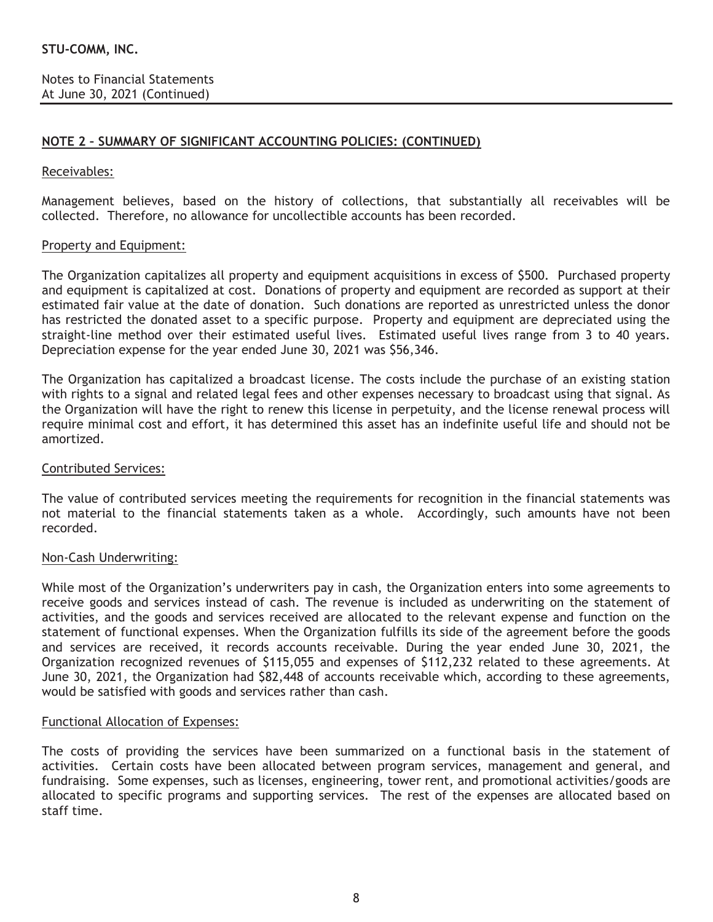**STU-COMM, INC.**

Notes to Financial Statements
At June 30, 2021 (Continued)

## NOTE 2 – SUMMARY OF SIGNIFICANT ACCOUNTING POLICIES: (CONTINUED)

### Receivables:

Management believes, based on the history of collections, that substantially all receivables will be collected. Therefore, no allowance for uncollectible accounts has been recorded.

### Property and Equipment:

The Organization capitalizes all property and equipment acquisitions in excess of $500. Purchased property and equipment is capitalized at cost. Donations of property and equipment are recorded as support at their estimated fair value at the date of donation. Such donations are reported as unrestricted unless the donor has restricted the donated asset to a specific purpose. Property and equipment are depreciated using the straight-line method over their estimated useful lives. Estimated useful lives range from 3 to 40 years. Depreciation expense for the year ended June 30, 2021 was $56,346.

The Organization has capitalized a broadcast license. The costs include the purchase of an existing station with rights to a signal and related legal fees and other expenses necessary to broadcast using that signal. As the Organization will have the right to renew this license in perpetuity, and the license renewal process will require minimal cost and effort, it has determined this asset has an indefinite useful life and should not be amortized.

### Contributed Services:

The value of contributed services meeting the requirements for recognition in the financial statements was not material to the financial statements taken as a whole. Accordingly, such amounts have not been recorded.

### Non-Cash Underwriting:

While most of the Organization's underwriters pay in cash, the Organization enters into some agreements to receive goods and services instead of cash. The revenue is included as underwriting on the statement of activities, and the goods and services received are allocated to the relevant expense and function on the statement of functional expenses. When the Organization fulfills its side of the agreement before the goods and services are received, it records accounts receivable. During the year ended June 30, 2021, the Organization recognized revenues of $115,055 and expenses of $112,232 related to these agreements. At June 30, 2021, the Organization had $82,448 of accounts receivable which, according to these agreements, would be satisfied with goods and services rather than cash.

### Functional Allocation of Expenses:

The costs of providing the services have been summarized on a functional basis in the statement of activities. Certain costs have been allocated between program services, management and general, and fundraising. Some expenses, such as licenses, engineering, tower rent, and promotional activities/goods are allocated to specific programs and supporting services. The rest of the expenses are allocated based on staff time.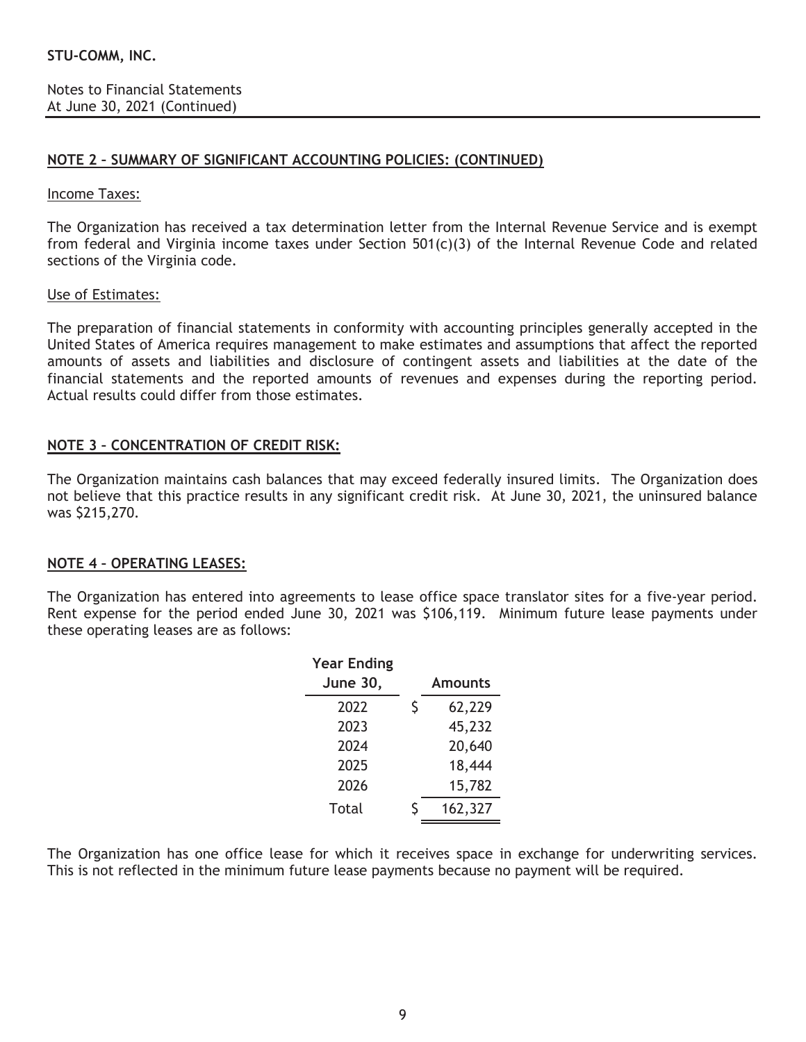**STU-COMM, INC.**

Notes to Financial Statements
At June 30, 2021 (Continued)

## NOTE 2 – SUMMARY OF SIGNIFICANT ACCOUNTING POLICIES: (CONTINUED)

Income Taxes:

The Organization has received a tax determination letter from the Internal Revenue Service and is exempt from federal and Virginia income taxes under Section 501(c)(3) of the Internal Revenue Code and related sections of the Virginia code.

Use of Estimates:

The preparation of financial statements in conformity with accounting principles generally accepted in the United States of America requires management to make estimates and assumptions that affect the reported amounts of assets and liabilities and disclosure of contingent assets and liabilities at the date of the financial statements and the reported amounts of revenues and expenses during the reporting period. Actual results could differ from those estimates.

## NOTE 3 – CONCENTRATION OF CREDIT RISK:

The Organization maintains cash balances that may exceed federally insured limits. The Organization does not believe that this practice results in any significant credit risk. At June 30, 2021, the uninsured balance was $215,270.

## NOTE 4 – OPERATING LEASES:

The Organization has entered into agreements to lease office space translator sites for a five-year period. Rent expense for the period ended June 30, 2021 was $106,119. Minimum future lease payments under these operating leases are as follows:

| Year Ending June 30, | Amounts |
|---|---|
| 2022 | $ 62,229 |
| 2023 | 45,232 |
| 2024 | 20,640 |
| 2025 | 18,444 |
| 2026 | 15,782 |
| Total | $ 162,327 |

The Organization has one office lease for which it receives space in exchange for underwriting services. This is not reflected in the minimum future lease payments because no payment will be required.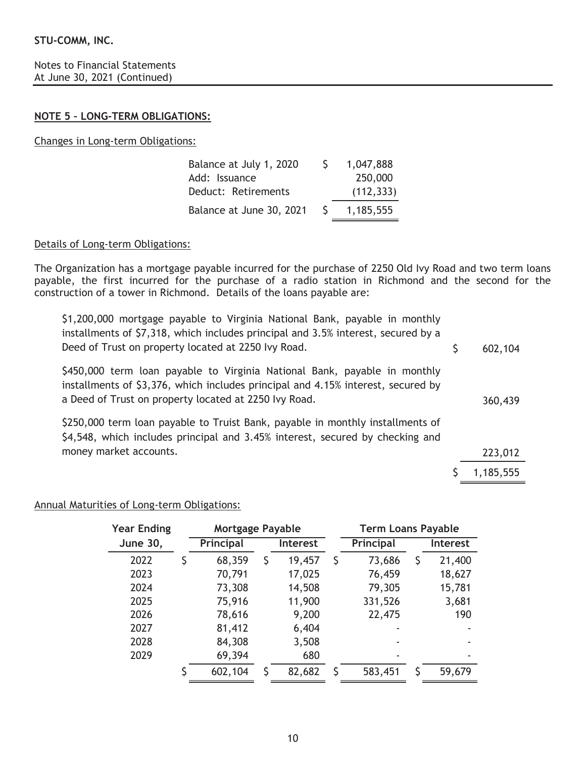**STU-COMM, INC.**

Notes to Financial Statements
At June 30, 2021 (Continued)

## NOTE 5 – LONG-TERM OBLIGATIONS:

Changes in Long-term Obligations:

| | |
|---|---|
| Balance at July 1, 2020 | $ 1,047,888 |
| Add: Issuance | 250,000 |
| Deduct: Retirements | (112,333) |
| Balance at June 30, 2021 | $ 1,185,555 |

Details of Long-term Obligations:

The Organization has a mortgage payable incurred for the purchase of 2250 Old Ivy Road and two term loans payable, the first incurred for the purchase of a radio station in Richmond and the second for the construction of a tower in Richmond. Details of the loans payable are:

| | |
|---|---|
| $1,200,000 mortgage payable to Virginia National Bank, payable in monthly installments of $7,318, which includes principal and 3.5% interest, secured by a Deed of Trust on property located at 2250 Ivy Road. | $ 602,104 |
| $450,000 term loan payable to Virginia National Bank, payable in monthly installments of $3,376, which includes principal and 4.15% interest, secured by a Deed of Trust on property located at 2250 Ivy Road. | 360,439 |
| $250,000 term loan payable to Truist Bank, payable in monthly installments of $4,548, which includes principal and 3.45% interest, secured by checking and money market accounts. | 223,012 |
| | $ 1,185,555 |

Annual Maturities of Long-term Obligations:

| Year Ending | Mortgage Payable | | Term Loans Payable | |
|---|---|---|---|---|
| June 30, | Principal | Interest | Principal | Interest |
| 2022 | $ 68,359 | $ 19,457 | $ 73,686 | $ 21,400 |
| 2023 | 70,791 | 17,025 | 76,459 | 18,627 |
| 2024 | 73,308 | 14,508 | 79,305 | 15,781 |
| 2025 | 75,916 | 11,900 | 331,526 | 3,681 |
| 2026 | 78,616 | 9,200 | 22,475 | 190 |
| 2027 | 81,412 | 6,404 | - | - |
| 2028 | 84,308 | 3,508 | - | - |
| 2029 | 69,394 | 680 | - | - |
| | $ 602,104 | $ 82,682 | $ 583,451 | $ 59,679 |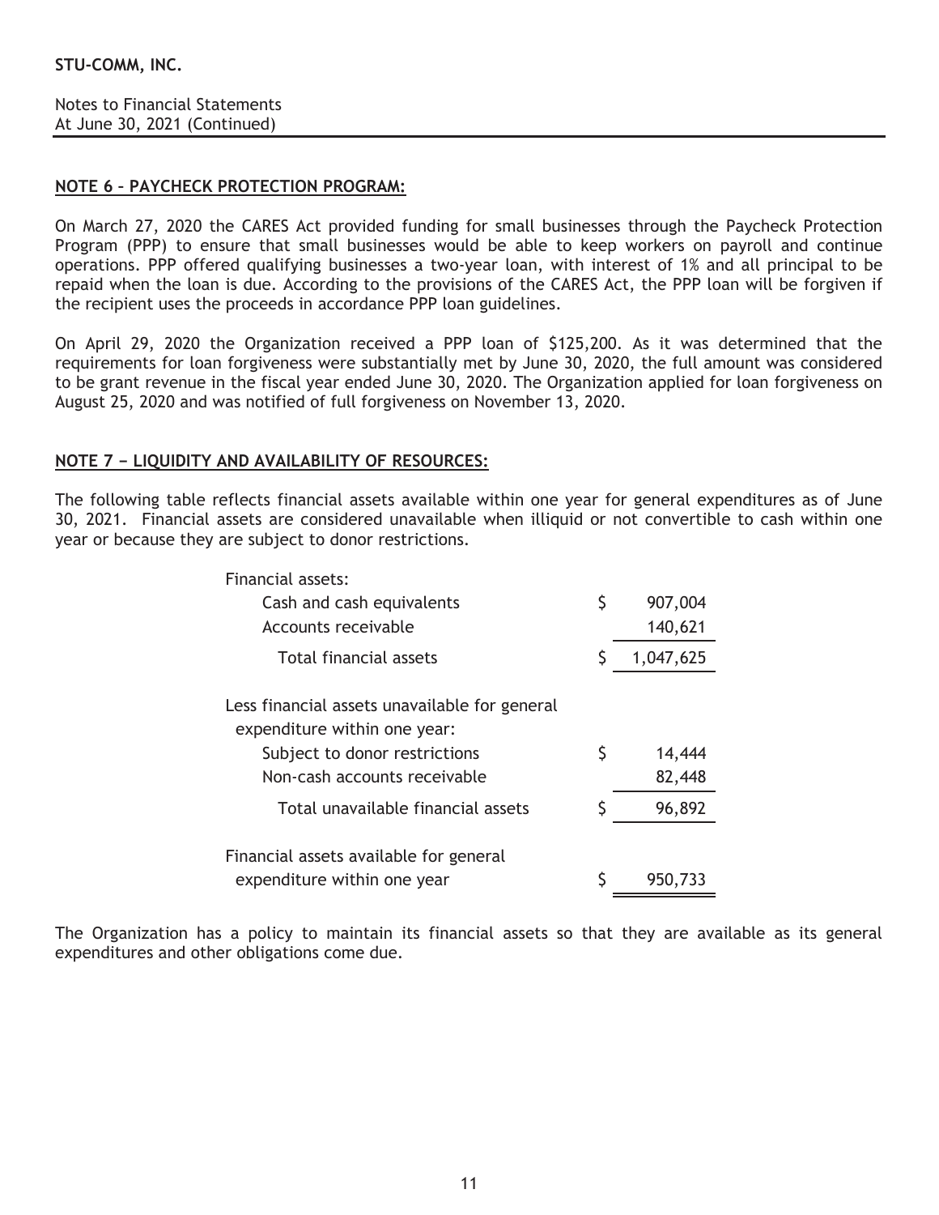**STU-COMM, INC.**

Notes to Financial Statements
At June 30, 2021 (Continued)

## NOTE 6 – PAYCHECK PROTECTION PROGRAM:

On March 27, 2020 the CARES Act provided funding for small businesses through the Paycheck Protection Program (PPP) to ensure that small businesses would be able to keep workers on payroll and continue operations. PPP offered qualifying businesses a two-year loan, with interest of 1% and all principal to be repaid when the loan is due. According to the provisions of the CARES Act, the PPP loan will be forgiven if the recipient uses the proceeds in accordance PPP loan guidelines.

On April 29, 2020 the Organization received a PPP loan of $125,200. As it was determined that the requirements for loan forgiveness were substantially met by June 30, 2020, the full amount was considered to be grant revenue in the fiscal year ended June 30, 2020. The Organization applied for loan forgiveness on August 25, 2020 and was notified of full forgiveness on November 13, 2020.

## NOTE 7 – LIQUIDITY AND AVAILABILITY OF RESOURCES:

The following table reflects financial assets available within one year for general expenditures as of June 30, 2021. Financial assets are considered unavailable when illiquid or not convertible to cash within one year or because they are subject to donor restrictions.

| | |
|---|---|
| Financial assets: | |
| Cash and cash equivalents | $ 907,004 |
| Accounts receivable | 140,621 |
| Total financial assets | $ 1,047,625 |
| Less financial assets unavailable for general expenditure within one year: | |
| Subject to donor restrictions | $ 14,444 |
| Non-cash accounts receivable | 82,448 |
| Total unavailable financial assets | $ 96,892 |
| Financial assets available for general expenditure within one year | $ 950,733 |

The Organization has a policy to maintain its financial assets so that they are available as its general expenditures and other obligations come due.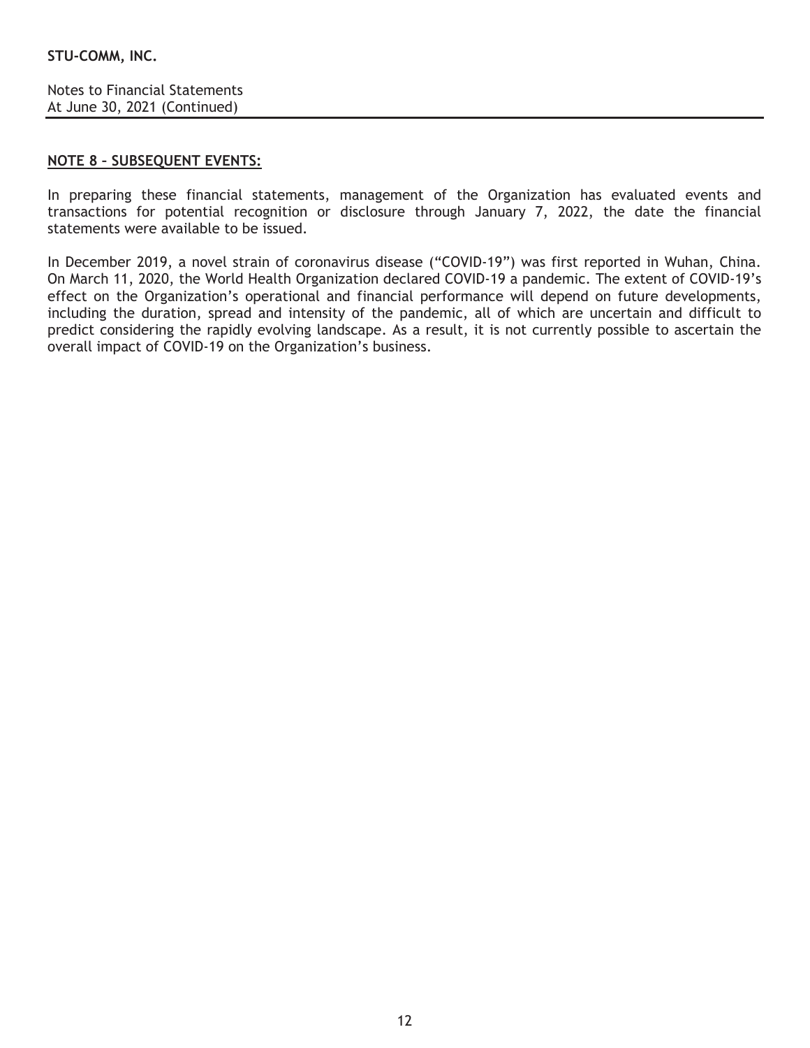**STU-COMM, INC.**

Notes to Financial Statements
At June 30, 2021 (Continued)

**NOTE 8 – SUBSEQUENT EVENTS:**

In preparing these financial statements, management of the Organization has evaluated events and transactions for potential recognition or disclosure through January 7, 2022, the date the financial statements were available to be issued.

In December 2019, a novel strain of coronavirus disease ("COVID-19") was first reported in Wuhan, China. On March 11, 2020, the World Health Organization declared COVID-19 a pandemic. The extent of COVID-19's effect on the Organization's operational and financial performance will depend on future developments, including the duration, spread and intensity of the pandemic, all of which are uncertain and difficult to predict considering the rapidly evolving landscape. As a result, it is not currently possible to ascertain the overall impact of COVID-19 on the Organization's business.